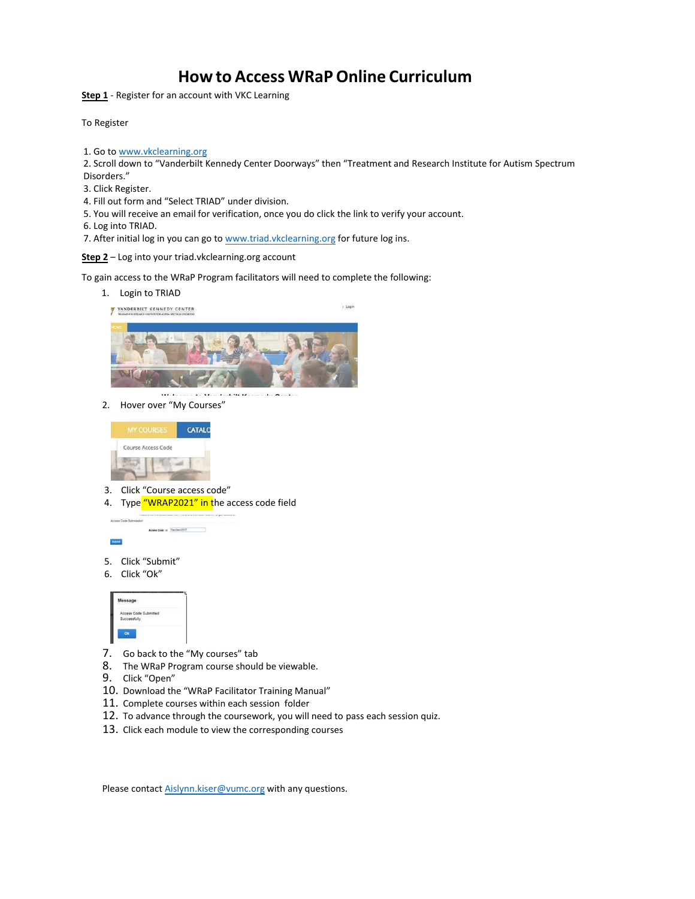# How to Access WRaP Online Curriculum

**Step 1** - Register for an account with VKC Learning

To Register

1. Go to www.vkclearning.org
2. Scroll down to "Vanderbilt Kennedy Center Doorways" then "Treatment and Research Institute for Autism Spectrum Disorders."
3. Click Register.
4. Fill out form and "Select TRIAD" under division.
5. You will receive an email for verification, once you do click the link to verify your account.
6. Log into TRIAD.
7. After initial log in you can go to www.triad.vkclearning.org for future log ins.

**Step 2** – Log into your triad.vkclearning.org account

To gain access to the WRaP Program facilitators will need to complete the following:

1. Login to TRIAD
2. Hover over "My Courses"
3. Click "Course access code"
4. Type "WRAP2021" in the access code field
5. Click "Submit"
6. Click "Ok"
7. Go back to the "My courses" tab
8. The WRaP Program course should be viewable.
9. Click "Open"
10. Download the "WRaP Facilitator Training Manual"
11. Complete courses within each session folder
12. To advance through the coursework, you will need to pass each session quiz.
13. Click each module to view the corresponding courses

Please contact Aislynn.kiser@vumc.org with any questions.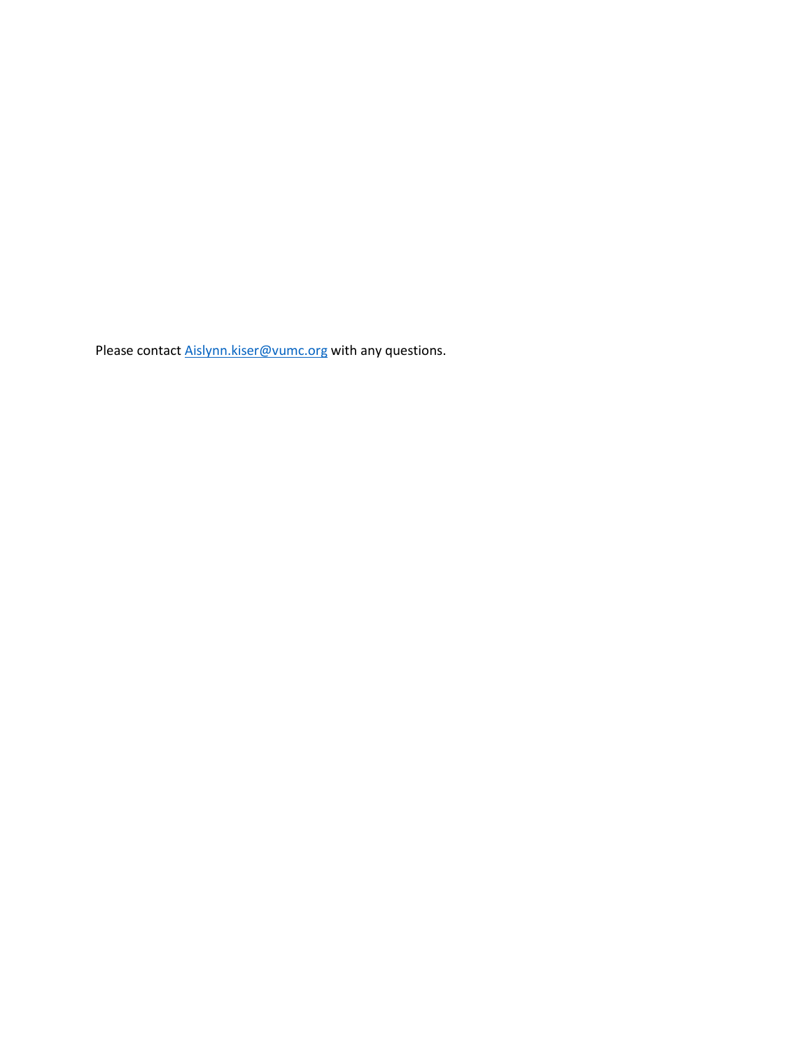Please contact Aislynn.kiser@vumc.org with any questions.